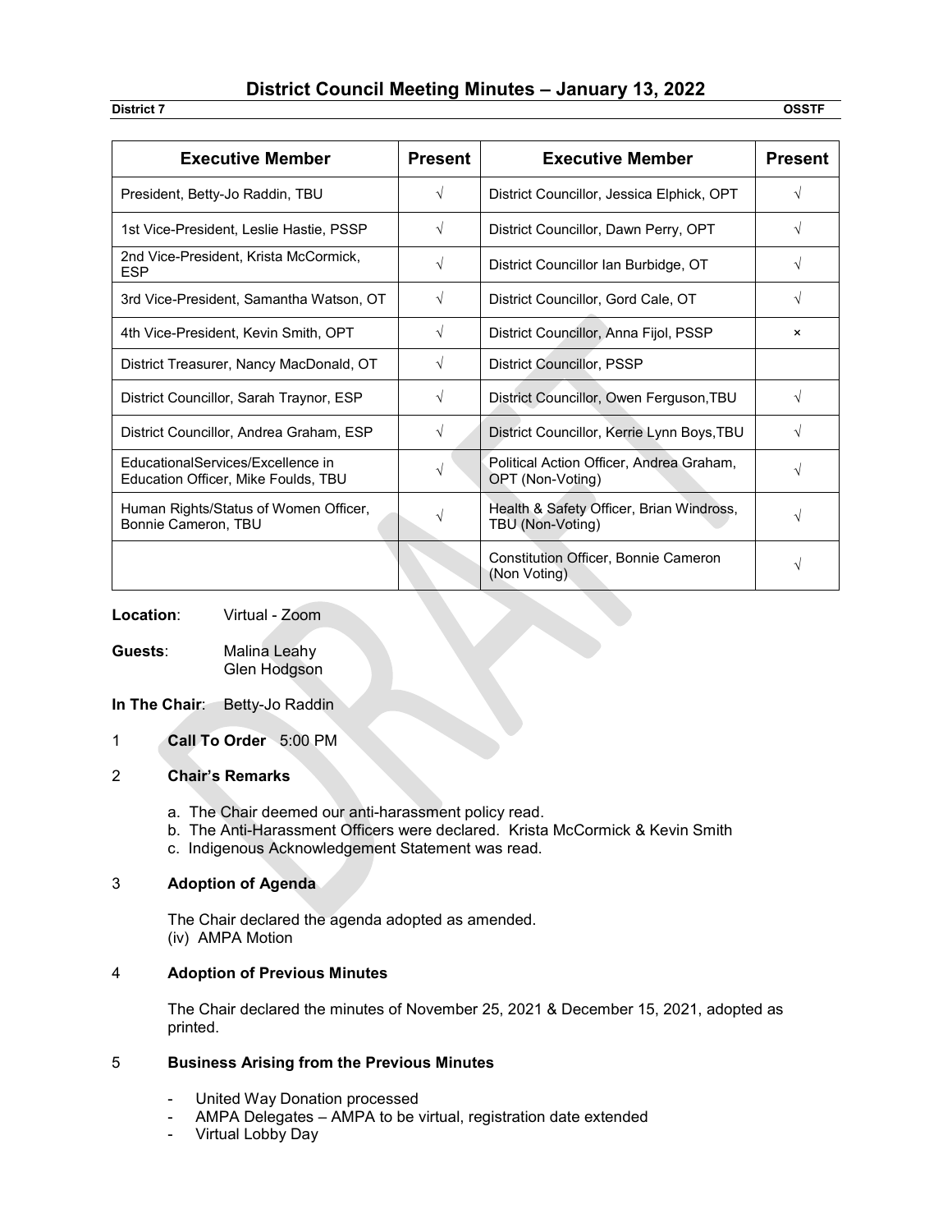# District Council Meeting Minutes – January 13, 2022

**District 7** **OSSTF**

| Executive Member | Present | Executive Member | Present |
|---|---|---|---|
| President, Betty-Jo Raddin, TBU | √ | District Councillor, Jessica Elphick, OPT | √ |
| 1st Vice-President, Leslie Hastie, PSSP | √ | District Councillor, Dawn Perry, OPT | √ |
| 2nd Vice-President, Krista McCormick, ESP | √ | District Councillor Ian Burbidge, OT | √ |
| 3rd Vice-President, Samantha Watson, OT | √ | District Councillor, Gord Cale, OT | √ |
| 4th Vice-President, Kevin Smith, OPT | √ | District Councillor, Anna Fijol, PSSP | × |
| District Treasurer, Nancy MacDonald, OT | √ | District Councillor, PSSP | |
| District Councillor, Sarah Traynor, ESP | √ | District Councillor, Owen Ferguson,TBU | √ |
| District Councillor, Andrea Graham, ESP | √ | District Councillor, Kerrie Lynn Boys,TBU | √ |
| EducationalServices/Excellence in Education Officer, Mike Foulds, TBU | √ | Political Action Officer, Andrea Graham, OPT (Non-Voting) | √ |
| Human Rights/Status of Women Officer, Bonnie Cameron, TBU | √ | Health & Safety Officer, Brian Windross, TBU (Non-Voting) | √ |
| | | Constitution Officer, Bonnie Cameron (Non Voting) | √ |

**Location**: Virtual - Zoom

**Guests**: Malina Leahy
Glen Hodgson

**In The Chair**: Betty-Jo Raddin

1 **Call To Order** 5:00 PM

2 **Chair's Remarks**

a. The Chair deemed our anti-harassment policy read.
b. The Anti-Harassment Officers were declared. Krista McCormick & Kevin Smith
c. Indigenous Acknowledgement Statement was read.

3 **Adoption of Agenda**

The Chair declared the agenda adopted as amended.
(iv) AMPA Motion

4 **Adoption of Previous Minutes**

The Chair declared the minutes of November 25, 2021 & December 15, 2021, adopted as printed.

5 **Business Arising from the Previous Minutes**

- United Way Donation processed
- AMPA Delegates – AMPA to be virtual, registration date extended
- Virtual Lobby Day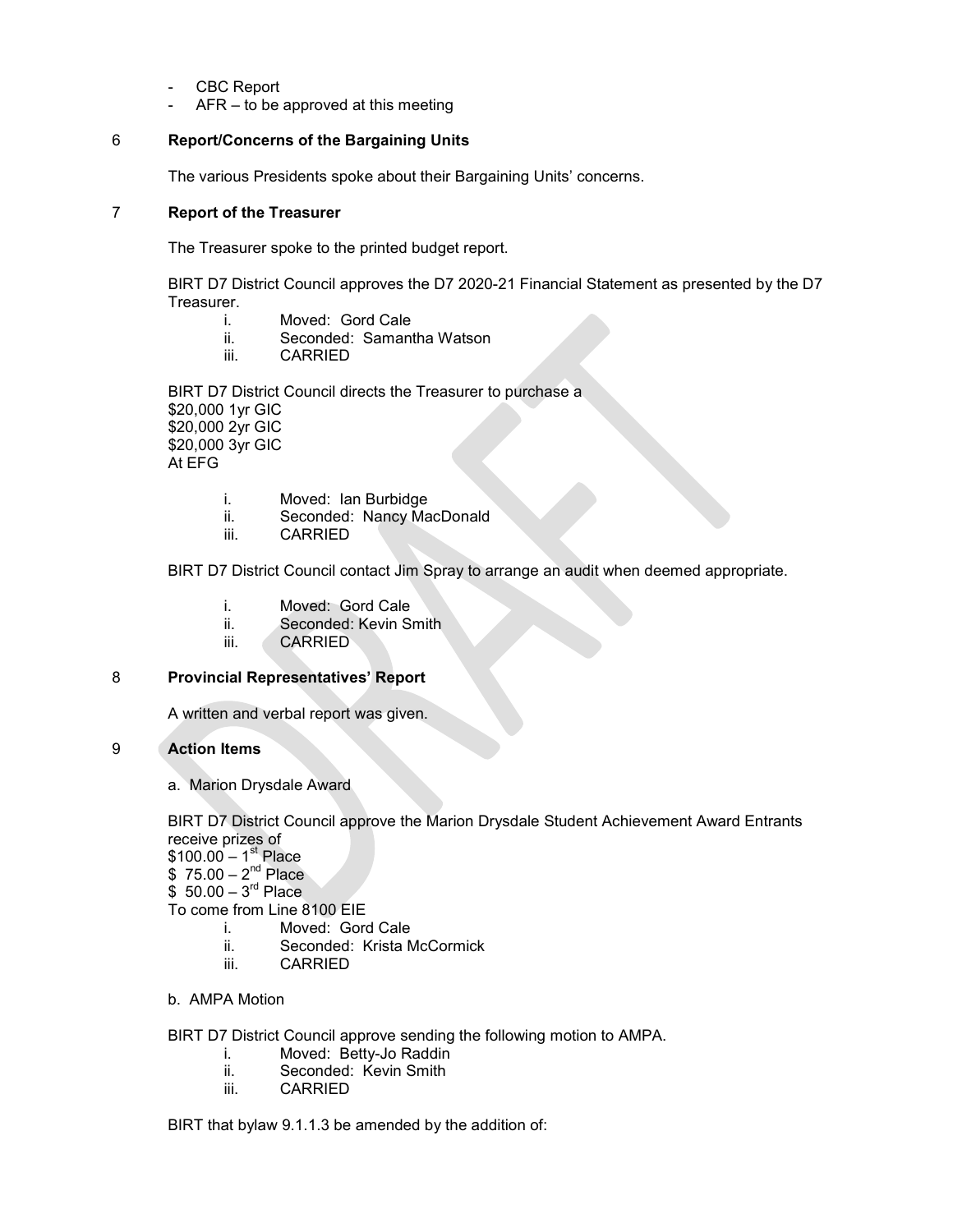- CBC Report
- AFR – to be approved at this meeting

## 6 Report/Concerns of the Bargaining Units

The various Presidents spoke about their Bargaining Units' concerns.

## 7 Report of the Treasurer

The Treasurer spoke to the printed budget report.

BIRT D7 District Council approves the D7 2020-21 Financial Statement as presented by the D7 Treasurer.

i. Moved: Gord Cale
ii. Seconded: Samantha Watson
iii. CARRIED

BIRT D7 District Council directs the Treasurer to purchase a
$20,000 1yr GIC
$20,000 2yr GIC
$20,000 3yr GIC
At EFG

i. Moved: Ian Burbidge
ii. Seconded: Nancy MacDonald
iii. CARRIED

BIRT D7 District Council contact Jim Spray to arrange an audit when deemed appropriate.

i. Moved: Gord Cale
ii. Seconded: Kevin Smith
iii. CARRIED

## 8 Provincial Representatives' Report

A written and verbal report was given.

## 9 Action Items

a. Marion Drysdale Award

BIRT D7 District Council approve the Marion Drysdale Student Achievement Award Entrants receive prizes of
$100.00 – 1st Place
$ 75.00 – 2nd Place
$ 50.00 – 3rd Place
To come from Line 8100 EIE

i. Moved: Gord Cale
ii. Seconded: Krista McCormick
iii. CARRIED

b. AMPA Motion

BIRT D7 District Council approve sending the following motion to AMPA.

i. Moved: Betty-Jo Raddin
ii. Seconded: Kevin Smith
iii. CARRIED

BIRT that bylaw 9.1.1.3 be amended by the addition of: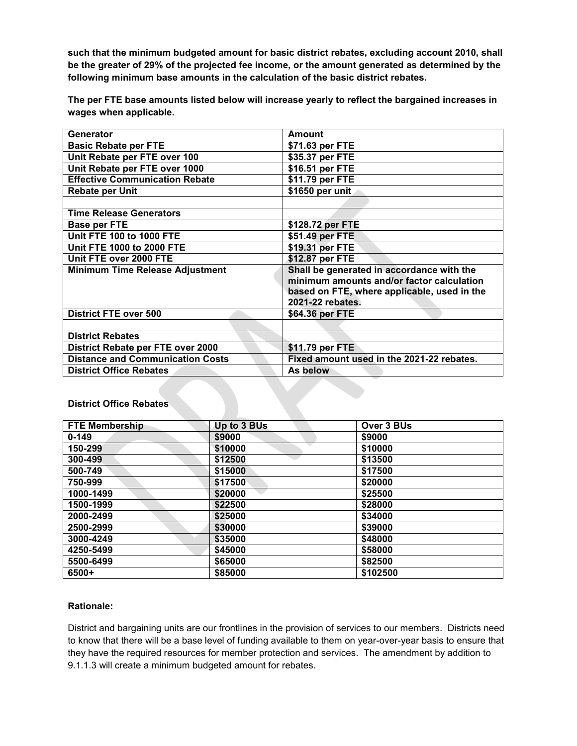**such that the minimum budgeted amount for basic district rebates, excluding account 2010, shall be the greater of 29% of the projected fee income, or the amount generated as determined by the following minimum base amounts in the calculation of the basic district rebates.**

**The per FTE base amounts listed below will increase yearly to reflect the bargained increases in wages when applicable.**

| **Generator** | **Amount** |
|---|---|
| **Basic Rebate per FTE** | **$71.63 per FTE** |
| **Unit Rebate per FTE over 100** | **$35.37 per FTE** |
| **Unit Rebate per FTE over 1000** | **$16.51 per FTE** |
| **Effective Communication Rebate** | **$11.79 per FTE** |
| **Rebate per Unit** | **$1650 per unit** |
| | |
| **Time Release Generators** | |
| **Base per FTE** | **$128.72 per FTE** |
| **Unit FTE 100 to 1000 FTE** | **$51.49 per FTE** |
| **Unit FTE 1000 to 2000 FTE** | **$19.31 per FTE** |
| **Unit FTE over 2000 FTE** | **$12.87 per FTE** |
| **Minimum Time Release Adjustment** | **Shall be generated in accordance with the minimum amounts and/or factor calculation based on FTE, where applicable, used in the 2021-22 rebates.** |
| **District FTE over 500** | **$64.36 per FTE** |
| | |
| **District Rebates** | |
| **District Rebate per FTE over 2000** | **$11.79 per FTE** |
| **Distance and Communication Costs** | **Fixed amount used in the 2021-22 rebates.** |
| **District Office Rebates** | **As below** |

**District Office Rebates**

| **FTE Membership** | **Up to 3 BUs** | **Over 3 BUs** |
|---|---|---|
| **0-149** | **$9000** | **$9000** |
| **150-299** | **$10000** | **$10000** |
| **300-499** | **$12500** | **$13500** |
| **500-749** | **$15000** | **$17500** |
| **750-999** | **$17500** | **$20000** |
| **1000-1499** | **$20000** | **$25500** |
| **1500-1999** | **$22500** | **$28000** |
| **2000-2499** | **$25000** | **$34000** |
| **2500-2999** | **$30000** | **$39000** |
| **3000-4249** | **$35000** | **$48000** |
| **4250-5499** | **$45000** | **$58000** |
| **5500-6499** | **$65000** | **$82500** |
| **6500+** | **$85000** | **$102500** |

**Rationale:**

District and bargaining units are our frontlines in the provision of services to our members. Districts need to know that there will be a base level of funding available to them on year-over-year basis to ensure that they have the required resources for member protection and services. The amendment by addition to 9.1.1.3 will create a minimum budgeted amount for rebates.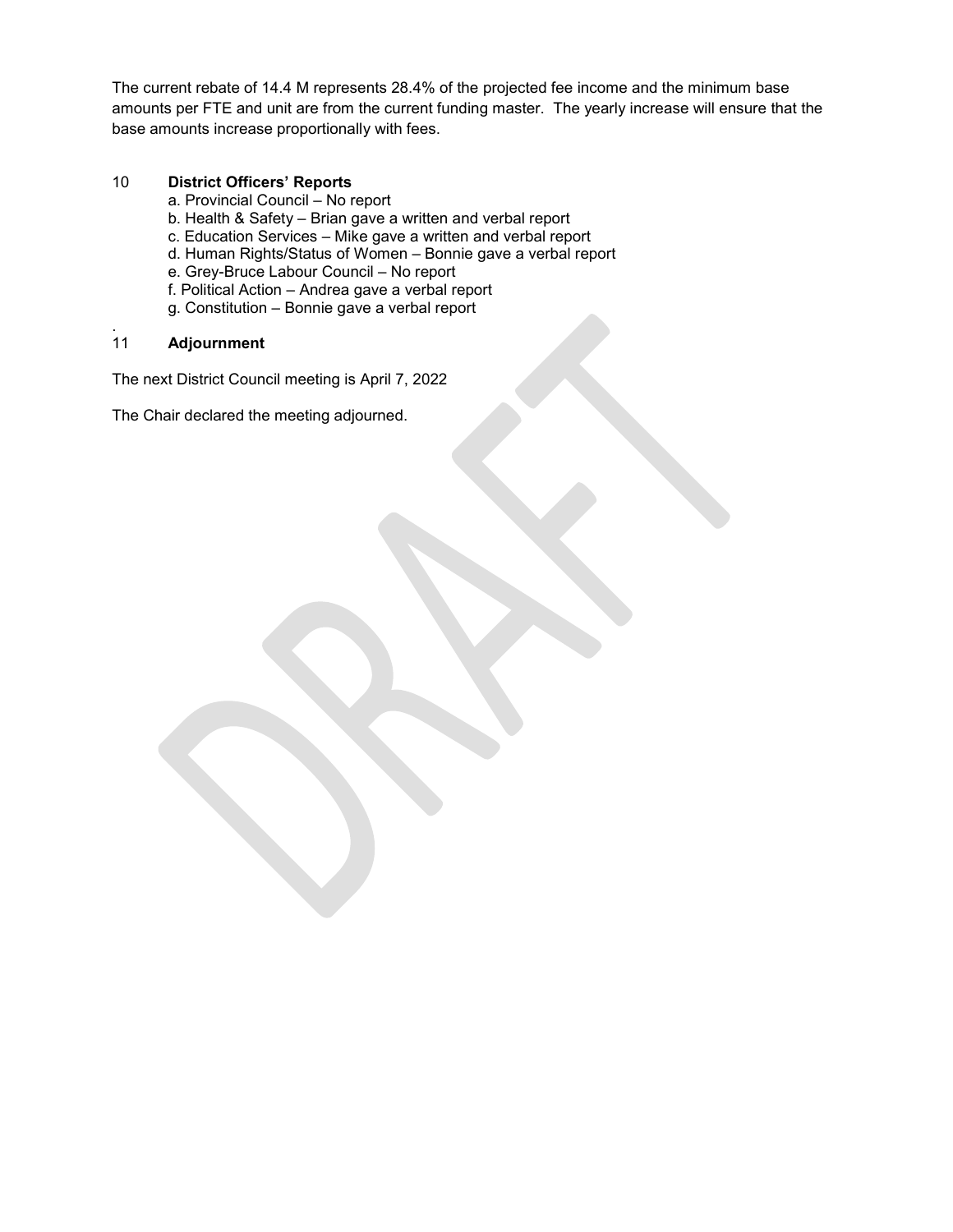The current rebate of 14.4 M represents 28.4% of the projected fee income and the minimum base amounts per FTE and unit are from the current funding master. The yearly increase will ensure that the base amounts increase proportionally with fees.

## 10 District Officers' Reports

a. Provincial Council – No report
b. Health & Safety – Brian gave a written and verbal report
c. Education Services – Mike gave a written and verbal report
d. Human Rights/Status of Women – Bonnie gave a verbal report
e. Grey-Bruce Labour Council – No report
f. Political Action – Andrea gave a verbal report
g. Constitution – Bonnie gave a verbal report

.

## 11 Adjournment

The next District Council meeting is April 7, 2022

The Chair declared the meeting adjourned.